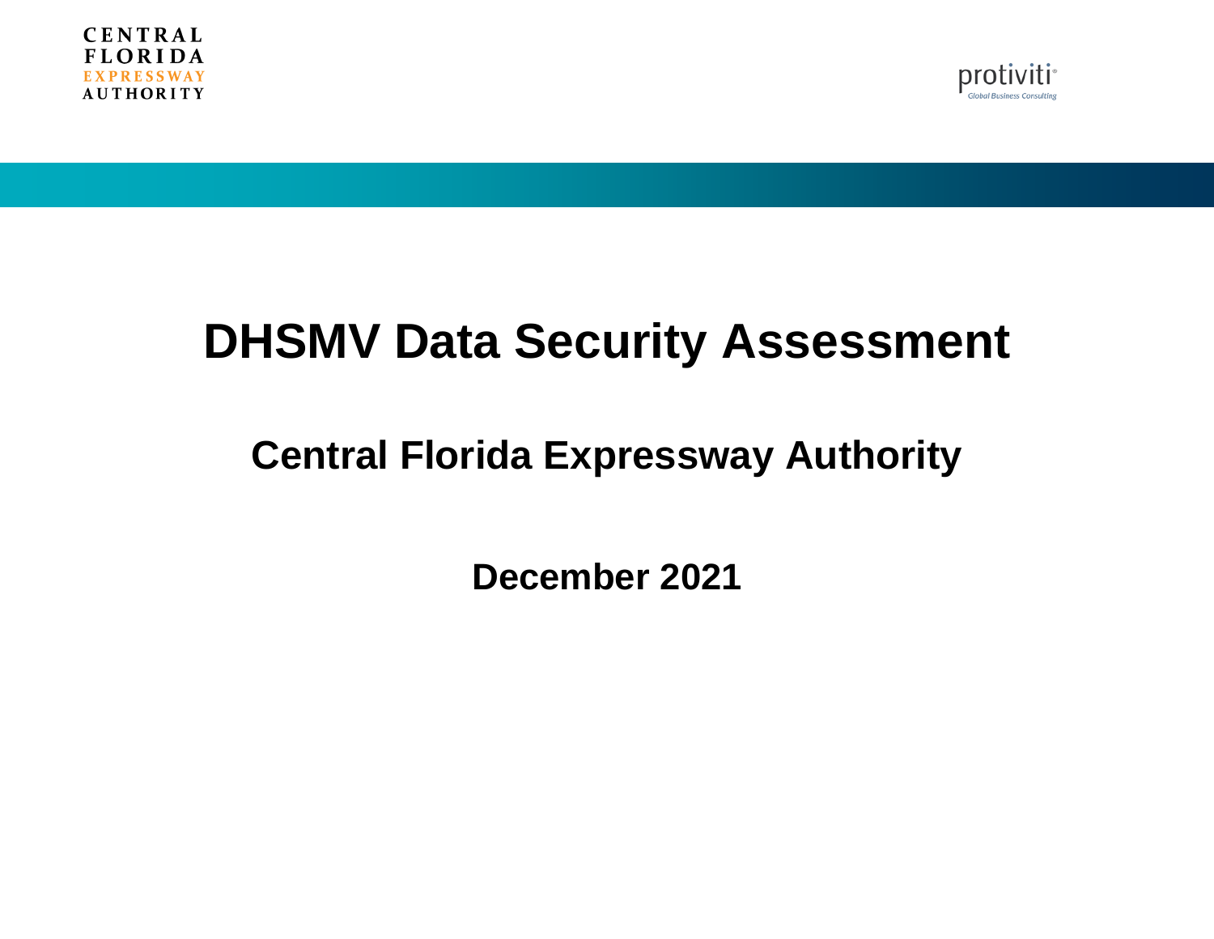CENTRAL FLORIDA EXPRESSWAY AUTHORITY

protiviti
Global Business Consulting

# DHSMV Data Security Assessment

## Central Florida Expressway Authority

**December 2021**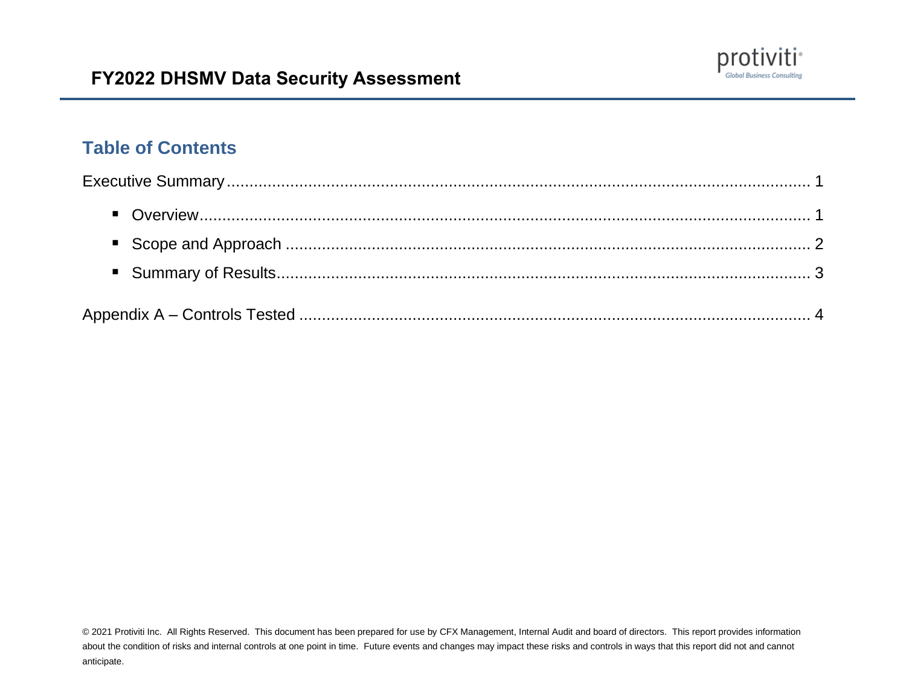## Table of Contents

Executive Summary ........................................................................................................................ 1

- Overview ................................................................................................................................ 1
- Scope and Approach ............................................................................................................. 2
- Summary of Results .............................................................................................................. 3

Appendix A – Controls Tested ....................................................................................................... 4

© 2021 Protiviti Inc. All Rights Reserved. This document has been prepared for use by CFX Management, Internal Audit and board of directors. This report provides information about the condition of risks and internal controls at one point in time. Future events and changes may impact these risks and controls in ways that this report did not and cannot anticipate.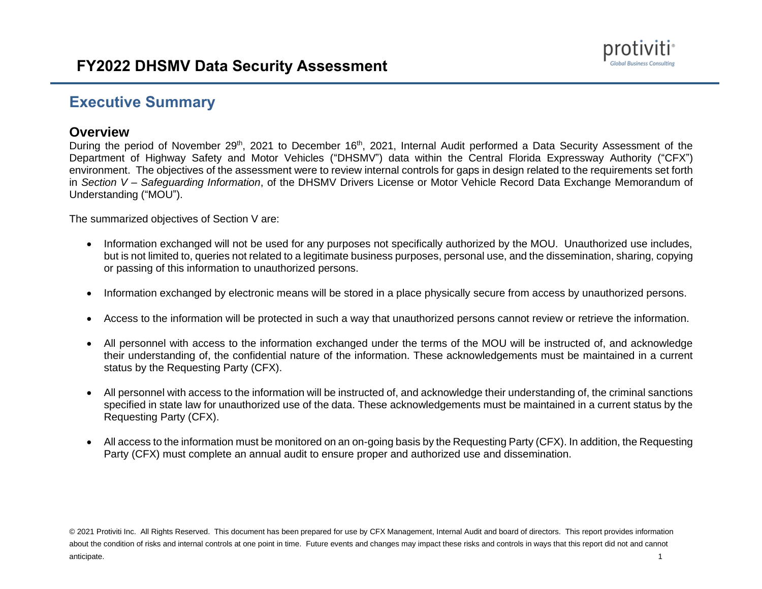# FY2022 DHSMV Data Security Assessment

## Executive Summary

### Overview

During the period of November 29th, 2021 to December 16th, 2021, Internal Audit performed a Data Security Assessment of the Department of Highway Safety and Motor Vehicles ("DHSMV") data within the Central Florida Expressway Authority ("CFX") environment. The objectives of the assessment were to review internal controls for gaps in design related to the requirements set forth in *Section V – Safeguarding Information*, of the DHSMV Drivers License or Motor Vehicle Record Data Exchange Memorandum of Understanding ("MOU").

The summarized objectives of Section V are:

- Information exchanged will not be used for any purposes not specifically authorized by the MOU. Unauthorized use includes, but is not limited to, queries not related to a legitimate business purposes, personal use, and the dissemination, sharing, copying or passing of this information to unauthorized persons.
- Information exchanged by electronic means will be stored in a place physically secure from access by unauthorized persons.
- Access to the information will be protected in such a way that unauthorized persons cannot review or retrieve the information.
- All personnel with access to the information exchanged under the terms of the MOU will be instructed of, and acknowledge their understanding of, the confidential nature of the information. These acknowledgements must be maintained in a current status by the Requesting Party (CFX).
- All personnel with access to the information will be instructed of, and acknowledge their understanding of, the criminal sanctions specified in state law for unauthorized use of the data. These acknowledgements must be maintained in a current status by the Requesting Party (CFX).
- All access to the information must be monitored on an on-going basis by the Requesting Party (CFX). In addition, the Requesting Party (CFX) must complete an annual audit to ensure proper and authorized use and dissemination.

© 2021 Protiviti Inc. All Rights Reserved. This document has been prepared for use by CFX Management, Internal Audit and board of directors. This report provides information about the condition of risks and internal controls at one point in time. Future events and changes may impact these risks and controls in ways that this report did not and cannot anticipate.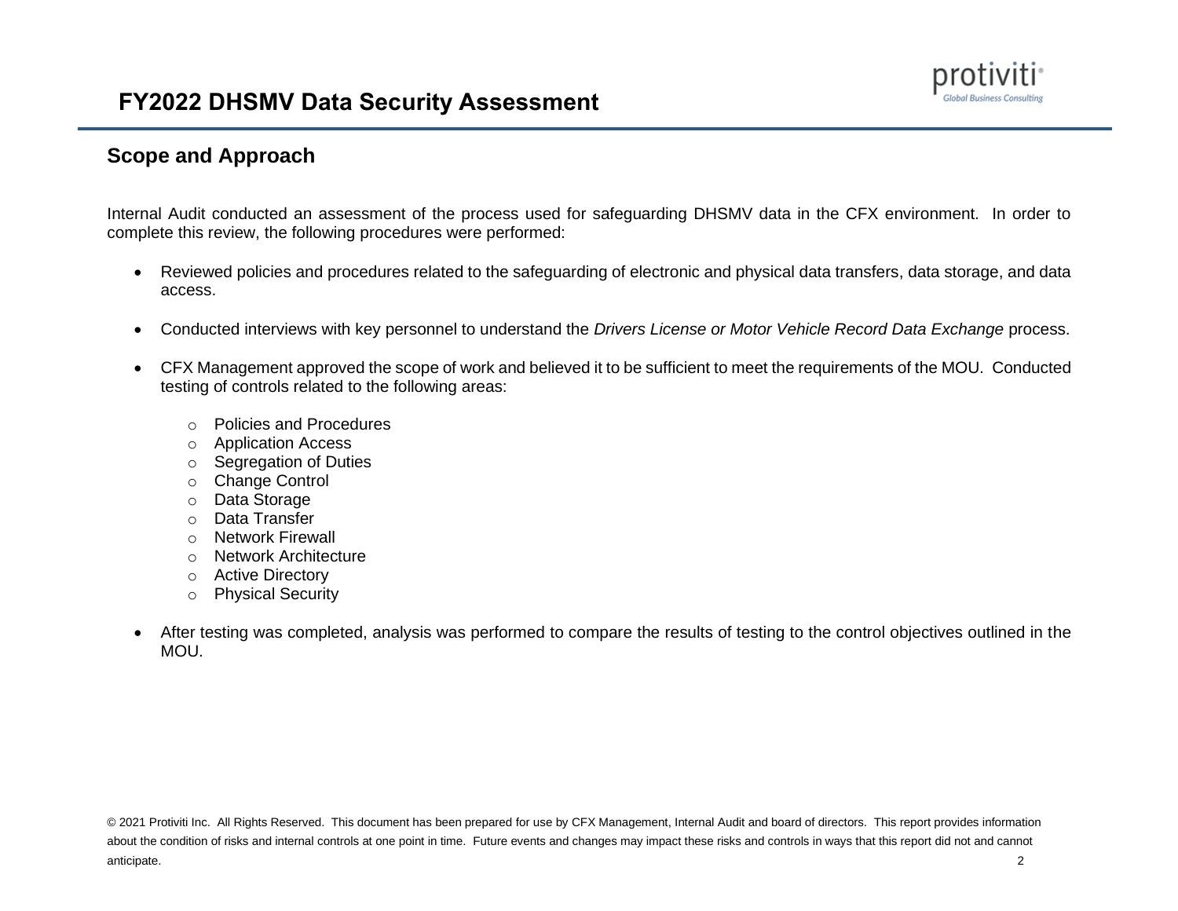# FY2022 DHSMV Data Security Assessment

## Scope and Approach

Internal Audit conducted an assessment of the process used for safeguarding DHSMV data in the CFX environment. In order to complete this review, the following procedures were performed:

- Reviewed policies and procedures related to the safeguarding of electronic and physical data transfers, data storage, and data access.
- Conducted interviews with key personnel to understand the *Drivers License or Motor Vehicle Record Data Exchange* process.
- CFX Management approved the scope of work and believed it to be sufficient to meet the requirements of the MOU. Conducted testing of controls related to the following areas:
  - Policies and Procedures
  - Application Access
  - Segregation of Duties
  - Change Control
  - Data Storage
  - Data Transfer
  - Network Firewall
  - Network Architecture
  - Active Directory
  - Physical Security
- After testing was completed, analysis was performed to compare the results of testing to the control objectives outlined in the MOU.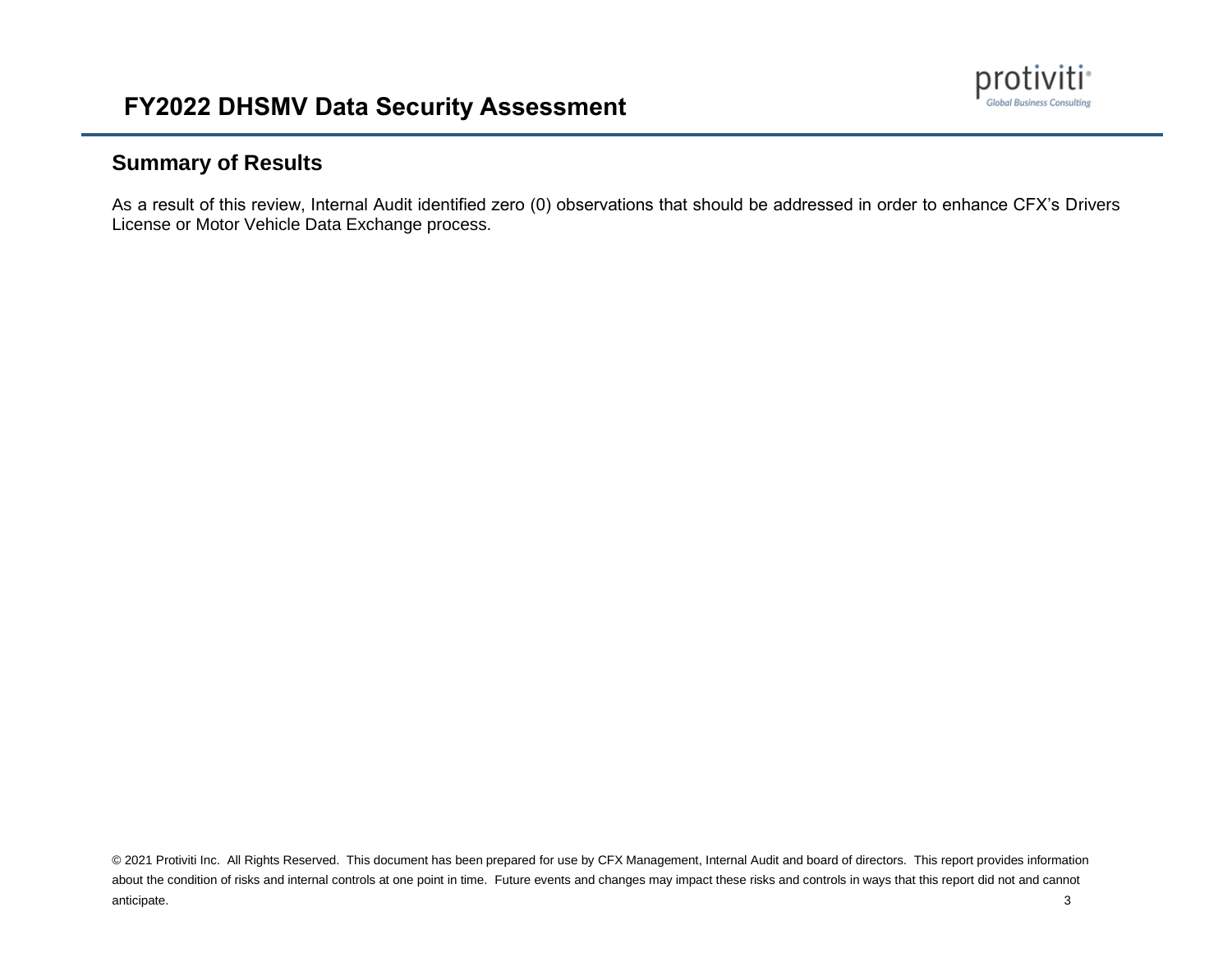## Summary of Results

As a result of this review, Internal Audit identified zero (0) observations that should be addressed in order to enhance CFX's Drivers License or Motor Vehicle Data Exchange process.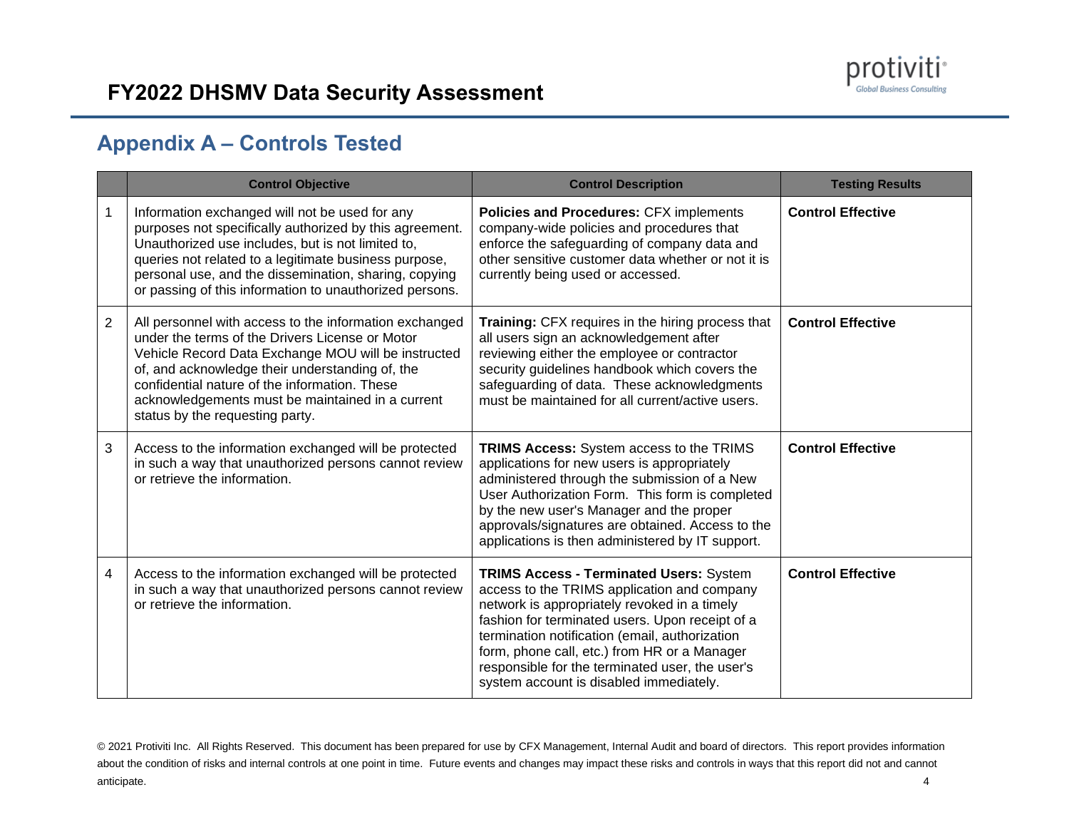# FY2022 DHSMV Data Security Assessment

## Appendix A – Controls Tested

| | Control Objective | Control Description | Testing Results |
|---|---|---|---|
| 1 | Information exchanged will not be used for any purposes not specifically authorized by this agreement. Unauthorized use includes, but is not limited to, queries not related to a legitimate business purpose, personal use, and the dissemination, sharing, copying or passing of this information to unauthorized persons. | **Policies and Procedures:** CFX implements company-wide policies and procedures that enforce the safeguarding of company data and other sensitive customer data whether or not it is currently being used or accessed. | **Control Effective** |
| 2 | All personnel with access to the information exchanged under the terms of the Drivers License or Motor Vehicle Record Data Exchange MOU will be instructed of, and acknowledge their understanding of, the confidential nature of the information. These acknowledgements must be maintained in a current status by the requesting party. | **Training:** CFX requires in the hiring process that all users sign an acknowledgement after reviewing either the employee or contractor security guidelines handbook which covers the safeguarding of data. These acknowledgments must be maintained for all current/active users. | **Control Effective** |
| 3 | Access to the information exchanged will be protected in such a way that unauthorized persons cannot review or retrieve the information. | **TRIMS Access:** System access to the TRIMS applications for new users is appropriately administered through the submission of a New User Authorization Form. This form is completed by the new user's Manager and the proper approvals/signatures are obtained. Access to the applications is then administered by IT support. | **Control Effective** |
| 4 | Access to the information exchanged will be protected in such a way that unauthorized persons cannot review or retrieve the information. | **TRIMS Access - Terminated Users:** System access to the TRIMS application and company network is appropriately revoked in a timely fashion for terminated users. Upon receipt of a termination notification (email, authorization form, phone call, etc.) from HR or a Manager responsible for the terminated user, the user's system account is disabled immediately. | **Control Effective** |

© 2021 Protiviti Inc. All Rights Reserved. This document has been prepared for use by CFX Management, Internal Audit and board of directors. This report provides information about the condition of risks and internal controls at one point in time. Future events and changes may impact these risks and controls in ways that this report did not and cannot anticipate.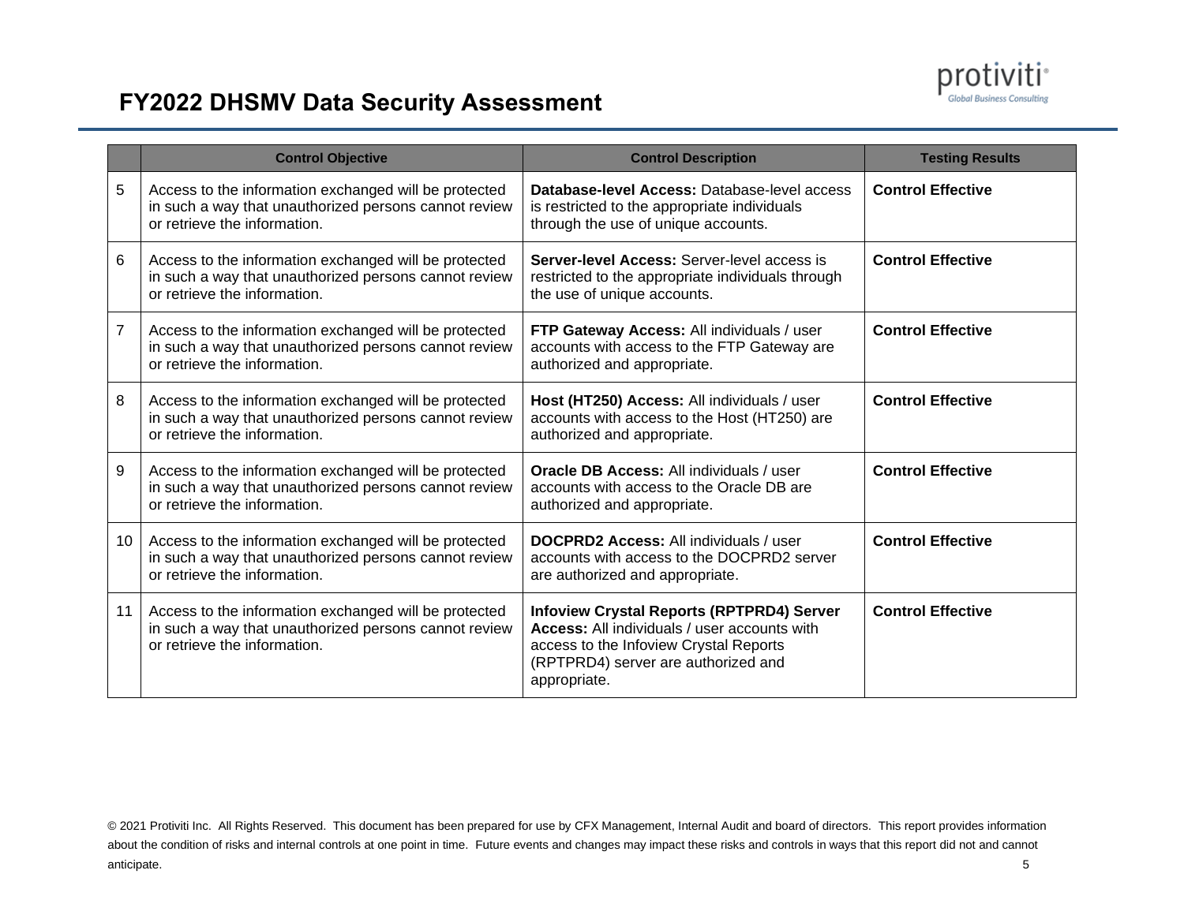# FY2022 DHSMV Data Security Assessment

| | Control Objective | Control Description | Testing Results |
|---|---|---|---|
| 5 | Access to the information exchanged will be protected in such a way that unauthorized persons cannot review or retrieve the information. | **Database-level Access:** Database-level access is restricted to the appropriate individuals through the use of unique accounts. | **Control Effective** |
| 6 | Access to the information exchanged will be protected in such a way that unauthorized persons cannot review or retrieve the information. | **Server-level Access:** Server-level access is restricted to the appropriate individuals through the use of unique accounts. | **Control Effective** |
| 7 | Access to the information exchanged will be protected in such a way that unauthorized persons cannot review or retrieve the information. | **FTP Gateway Access:** All individuals / user accounts with access to the FTP Gateway are authorized and appropriate. | **Control Effective** |
| 8 | Access to the information exchanged will be protected in such a way that unauthorized persons cannot review or retrieve the information. | **Host (HT250) Access:** All individuals / user accounts with access to the Host (HT250) are authorized and appropriate. | **Control Effective** |
| 9 | Access to the information exchanged will be protected in such a way that unauthorized persons cannot review or retrieve the information. | **Oracle DB Access:** All individuals / user accounts with access to the Oracle DB are authorized and appropriate. | **Control Effective** |
| 10 | Access to the information exchanged will be protected in such a way that unauthorized persons cannot review or retrieve the information. | **DOCPRD2 Access:** All individuals / user accounts with access to the DOCPRD2 server are authorized and appropriate. | **Control Effective** |
| 11 | Access to the information exchanged will be protected in such a way that unauthorized persons cannot review or retrieve the information. | **Infoview Crystal Reports (RPTPRD4) Server Access:** All individuals / user accounts with access to the Infoview Crystal Reports (RPTPRD4) server are authorized and appropriate. | **Control Effective** |

© 2021 Protiviti Inc. All Rights Reserved. This document has been prepared for use by CFX Management, Internal Audit and board of directors. This report provides information about the condition of risks and internal controls at one point in time. Future events and changes may impact these risks and controls in ways that this report did not and cannot anticipate.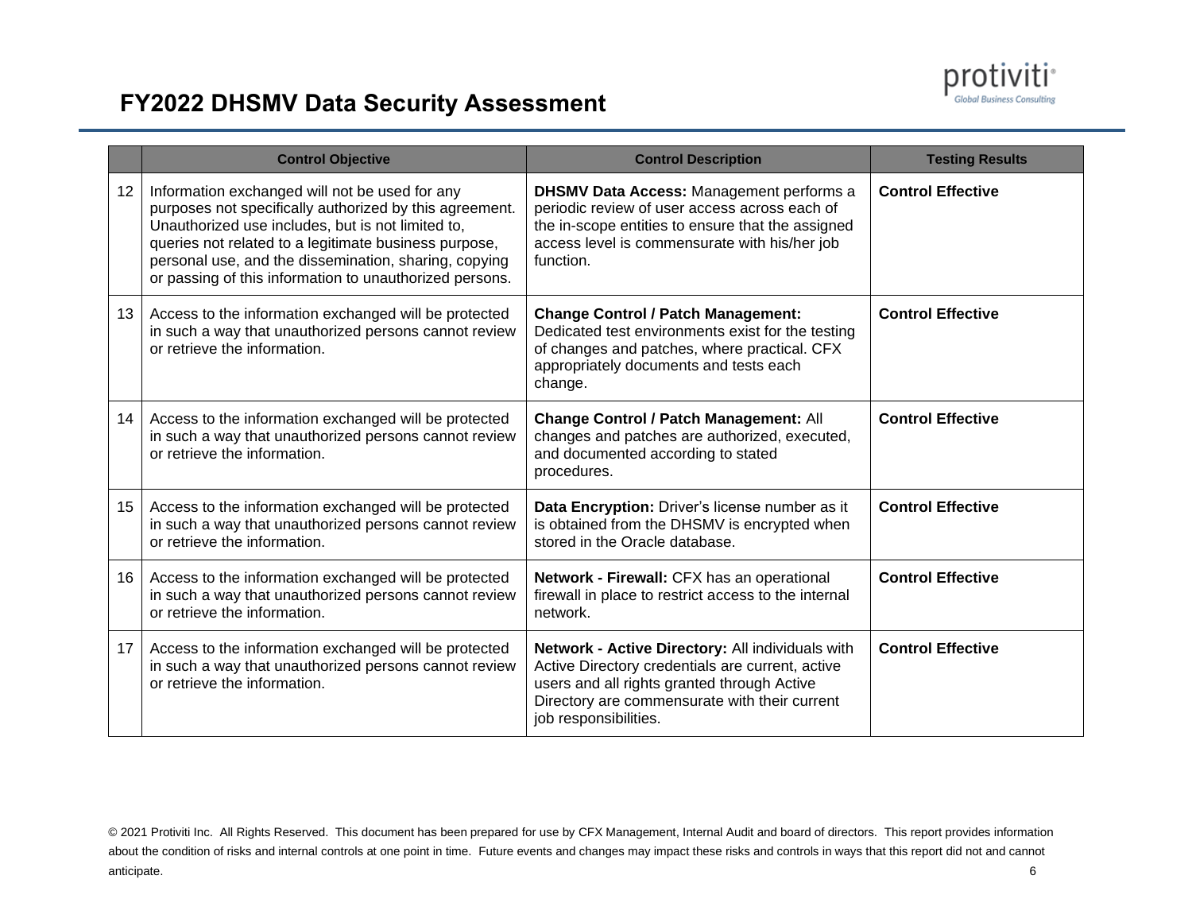## FY2022 DHSMV Data Security Assessment

| | Control Objective | Control Description | Testing Results |
|---|---|---|---|
| 12 | Information exchanged will not be used for any purposes not specifically authorized by this agreement. Unauthorized use includes, but is not limited to, queries not related to a legitimate business purpose, personal use, and the dissemination, sharing, copying or passing of this information to unauthorized persons. | **DHSMV Data Access:** Management performs a periodic review of user access across each of the in-scope entities to ensure that the assigned access level is commensurate with his/her job function. | **Control Effective** |
| 13 | Access to the information exchanged will be protected in such a way that unauthorized persons cannot review or retrieve the information. | **Change Control / Patch Management:** Dedicated test environments exist for the testing of changes and patches, where practical. CFX appropriately documents and tests each change. | **Control Effective** |
| 14 | Access to the information exchanged will be protected in such a way that unauthorized persons cannot review or retrieve the information. | **Change Control / Patch Management:** All changes and patches are authorized, executed, and documented according to stated procedures. | **Control Effective** |
| 15 | Access to the information exchanged will be protected in such a way that unauthorized persons cannot review or retrieve the information. | **Data Encryption:** Driver's license number as it is obtained from the DHSMV is encrypted when stored in the Oracle database. | **Control Effective** |
| 16 | Access to the information exchanged will be protected in such a way that unauthorized persons cannot review or retrieve the information. | **Network - Firewall:** CFX has an operational firewall in place to restrict access to the internal network. | **Control Effective** |
| 17 | Access to the information exchanged will be protected in such a way that unauthorized persons cannot review or retrieve the information. | **Network - Active Directory:** All individuals with Active Directory credentials are current, active users and all rights granted through Active Directory are commensurate with their current job responsibilities. | **Control Effective** |

© 2021 Protiviti Inc. All Rights Reserved. This document has been prepared for use by CFX Management, Internal Audit and board of directors. This report provides information about the condition of risks and internal controls at one point in time. Future events and changes may impact these risks and controls in ways that this report did not and cannot anticipate.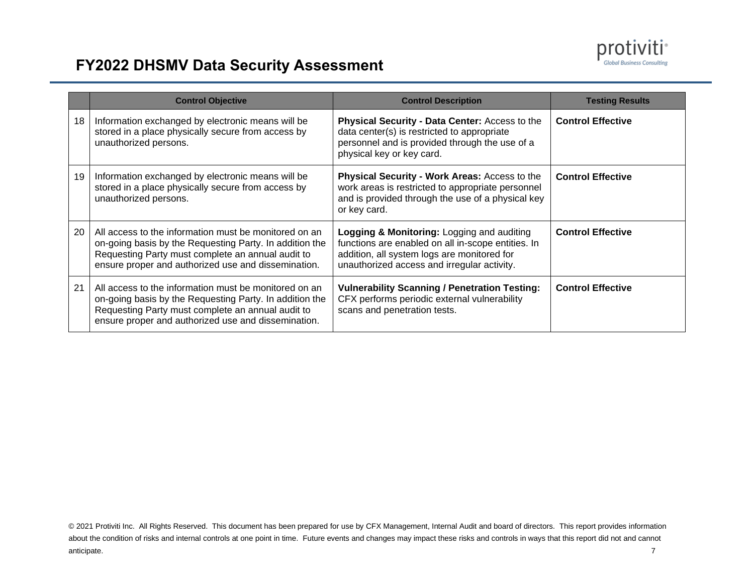# FY2022 DHSMV Data Security Assessment

| | Control Objective | Control Description | Testing Results |
|---|---|---|---|
| 18 | Information exchanged by electronic means will be stored in a place physically secure from access by unauthorized persons. | **Physical Security - Data Center:** Access to the data center(s) is restricted to appropriate personnel and is provided through the use of a physical key or key card. | **Control Effective** |
| 19 | Information exchanged by electronic means will be stored in a place physically secure from access by unauthorized persons. | **Physical Security - Work Areas:** Access to the work areas is restricted to appropriate personnel and is provided through the use of a physical key or key card. | **Control Effective** |
| 20 | All access to the information must be monitored on an on-going basis by the Requesting Party. In addition the Requesting Party must complete an annual audit to ensure proper and authorized use and dissemination. | **Logging & Monitoring:** Logging and auditing functions are enabled on all in-scope entities. In addition, all system logs are monitored for unauthorized access and irregular activity. | **Control Effective** |
| 21 | All access to the information must be monitored on an on-going basis by the Requesting Party. In addition the Requesting Party must complete an annual audit to ensure proper and authorized use and dissemination. | **Vulnerability Scanning / Penetration Testing:** CFX performs periodic external vulnerability scans and penetration tests. | **Control Effective** |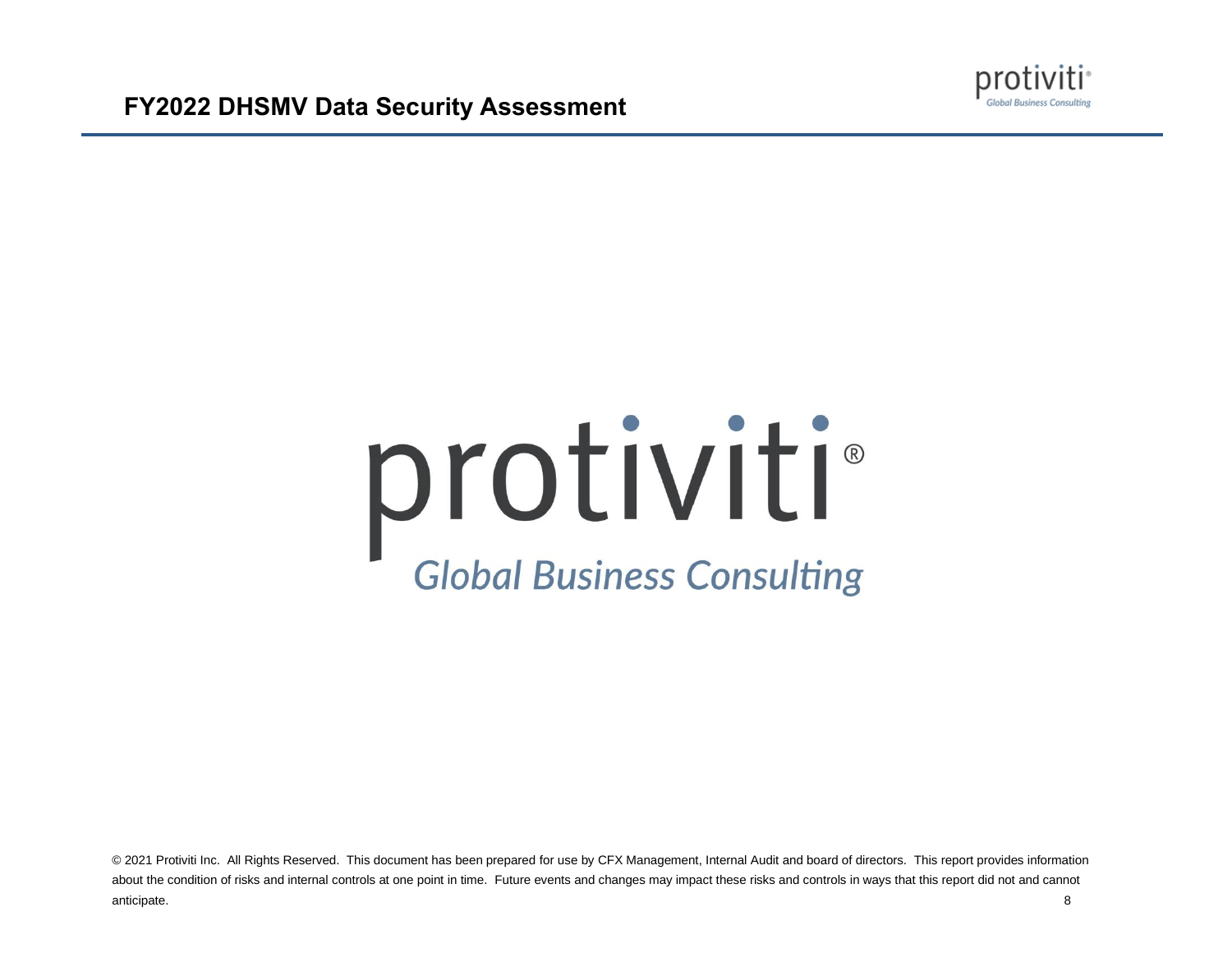protiviti®

*Global Business Consulting*

© 2021 Protiviti Inc. All Rights Reserved. This document has been prepared for use by CFX Management, Internal Audit and board of directors. This report provides information about the condition of risks and internal controls at one point in time. Future events and changes may impact these risks and controls in ways that this report did not and cannot anticipate.